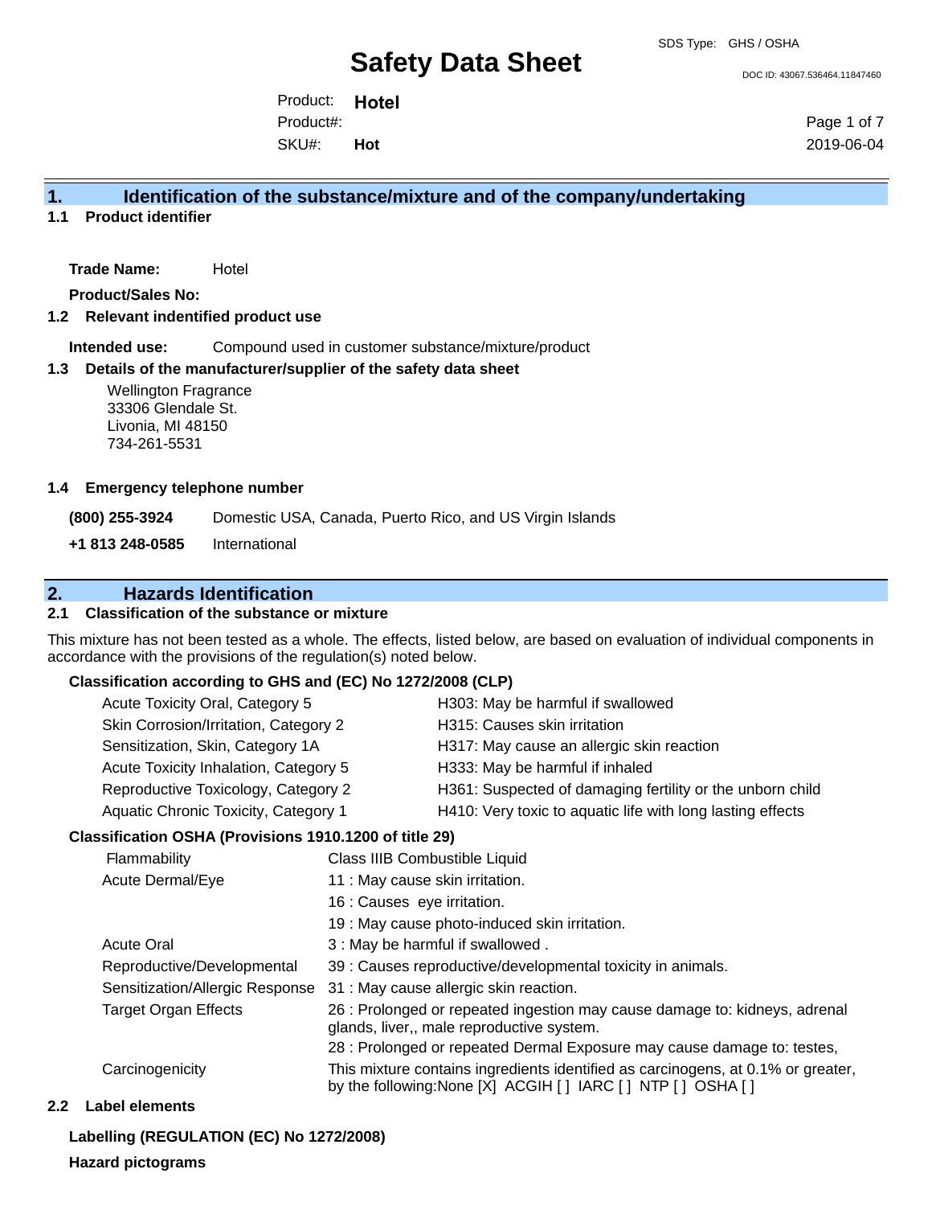SDS Type: GHS / OSHA

# Safety Data Sheet

DOC ID: 43067.536464.11847460

Product: **Hotel**
Product#:
SKU#: **Hot**

2019-06-04

## 1. Identification of the substance/mixture and of the company/undertaking

### 1.1 Product identifier

**Trade Name:** Hotel

**Product/Sales No:**

### 1.2 Relevant indentified product use

**Intended use:** Compound used in customer substance/mixture/product

### 1.3 Details of the manufacturer/supplier of the safety data sheet

Wellington Fragrance
33306 Glendale St.
Livonia, MI 48150
734-261-5531

### 1.4 Emergency telephone number

**(800) 255-3924** Domestic USA, Canada, Puerto Rico, and US Virgin Islands

**+1 813 248-0585** International

## 2. Hazards Identification

### 2.1 Classification of the substance or mixture

This mixture has not been tested as a whole. The effects, listed below, are based on evaluation of individual components in accordance with the provisions of the regulation(s) noted below.

**Classification according to GHS and (EC) No 1272/2008 (CLP)**

| | |
|---|---|
| Acute Toxicity Oral, Category 5 | H303: May be harmful if swallowed |
| Skin Corrosion/Irritation, Category 2 | H315: Causes skin irritation |
| Sensitization, Skin, Category 1A | H317: May cause an allergic skin reaction |
| Acute Toxicity Inhalation, Category 5 | H333: May be harmful if inhaled |
| Reproductive Toxicology, Category 2 | H361: Suspected of damaging fertility or the unborn child |
| Aquatic Chronic Toxicity, Category 1 | H410: Very toxic to aquatic life with long lasting effects |

**Classification OSHA (Provisions 1910.1200 of title 29)**

| | |
|---|---|
| Flammability | Class IIIB Combustible Liquid |
| Acute Dermal/Eye | 11 : May cause skin irritation. |
| | 16 : Causes eye irritation. |
| | 19 : May cause photo-induced skin irritation. |
| Acute Oral | 3 : May be harmful if swallowed . |
| Reproductive/Developmental | 39 : Causes reproductive/developmental toxicity in animals. |
| Sensitization/Allergic Response | 31 : May cause allergic skin reaction. |
| Target Organ Effects | 26 : Prolonged or repeated ingestion may cause damage to: kidneys, adrenal glands, liver,, male reproductive system. |
| | 28 : Prolonged or repeated Dermal Exposure may cause damage to: testes, |
| Carcinogenicity | This mixture contains ingredients identified as carcinogens, at 0.1% or greater, by the following:None [X] ACGIH [ ] IARC [ ] NTP [ ] OSHA [ ] |

### 2.2 Label elements

**Labelling (REGULATION (EC) No 1272/2008)**

**Hazard pictograms**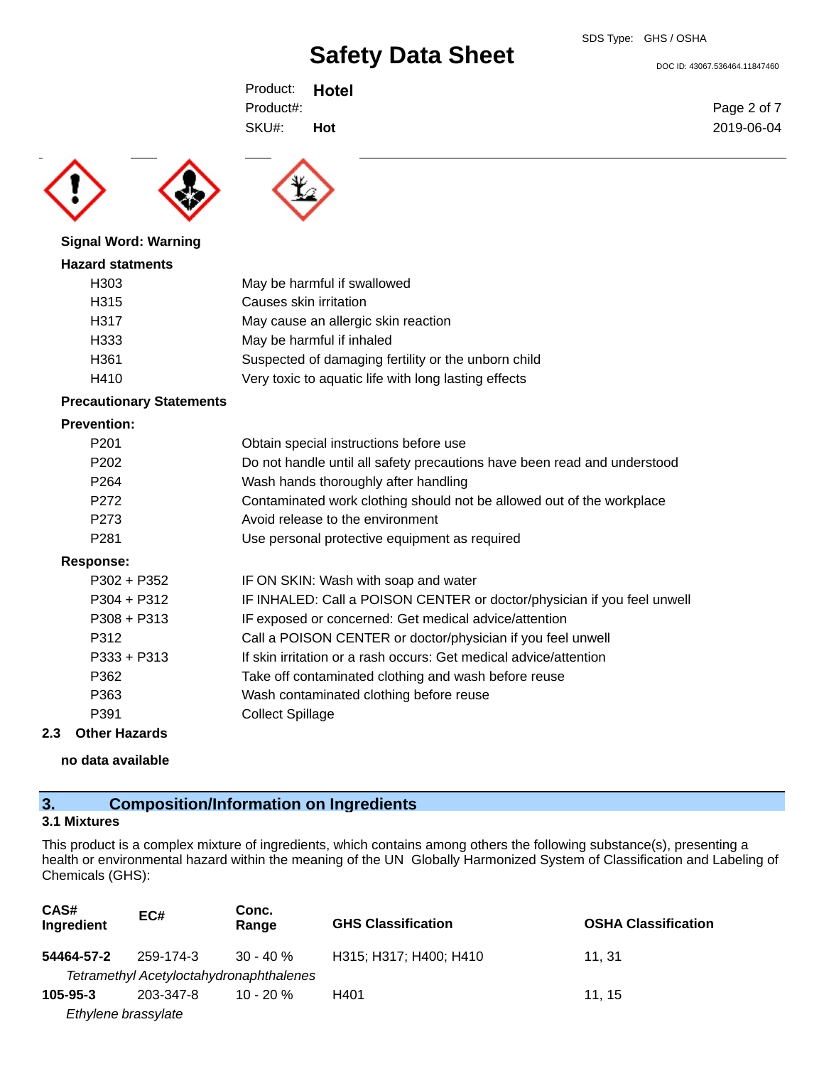**Signal Word: Warning**

**Hazard statments**

| | |
|---|---|
| H303 | May be harmful if swallowed |
| H315 | Causes skin irritation |
| H317 | May cause an allergic skin reaction |
| H333 | May be harmful if inhaled |
| H361 | Suspected of damaging fertility or the unborn child |
| H410 | Very toxic to aquatic life with long lasting effects |

**Precautionary Statements**

**Prevention:**

| | |
|---|---|
| P201 | Obtain special instructions before use |
| P202 | Do not handle until all safety precautions have been read and understood |
| P264 | Wash hands thoroughly after handling |
| P272 | Contaminated work clothing should not be allowed out of the workplace |
| P273 | Avoid release to the environment |
| P281 | Use personal protective equipment as required |

**Response:**

| | |
|---|---|
| P302 + P352 | IF ON SKIN: Wash with soap and water |
| P304 + P312 | IF INHALED: Call a POISON CENTER or doctor/physician if you feel unwell |
| P308 + P313 | IF exposed or concerned: Get medical advice/attention |
| P312 | Call a POISON CENTER or doctor/physician if you feel unwell |
| P333 + P313 | If skin irritation or a rash occurs: Get medical advice/attention |
| P362 | Take off contaminated clothing and wash before reuse |
| P363 | Wash contaminated clothing before reuse |
| P391 | Collect Spillage |

### 2.3 Other Hazards

**no data available**

## 3. Composition/Information on Ingredients

### 3.1 Mixtures

This product is a complex mixture of ingredients, which contains among others the following substance(s), presenting a health or environmental hazard within the meaning of the UN Globally Harmonized System of Classification and Labeling of Chemicals (GHS):

| CAS# Ingredient | EC# | Conc. Range | GHS Classification | OSHA Classification |
|---|---|---|---|---|
| **54464-57-2** *Tetramethyl Acetyloctahydronaphthalenes* | 259-174-3 | 30 - 40 % | H315; H317; H400; H410 | 11, 31 |
| **105-95-3** *Ethylene brassylate* | 203-347-8 | 10 - 20 % | H401 | 11, 15 |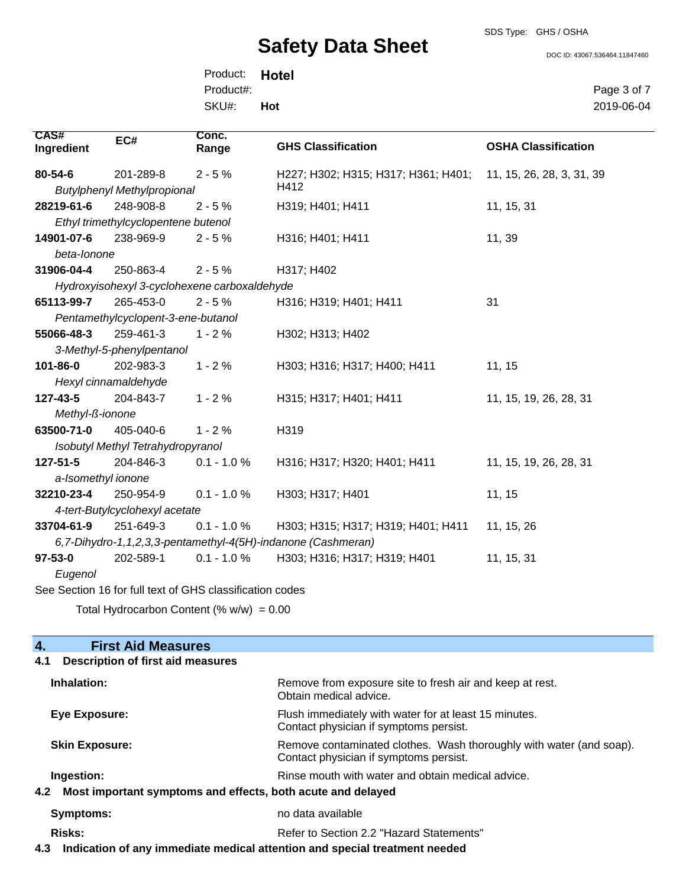| CAS# Ingredient | EC# | Conc. Range | GHS Classification | OSHA Classification |
|---|---|---|---|---|
| **80-54-6** *Butylphenyl Methylpropional* | 201-289-8 | 2 - 5 % | H227; H302; H315; H317; H361; H401; H412 | 11, 15, 26, 28, 3, 31, 39 |
| **28219-61-6** *Ethyl trimethylcyclopentene butenol* | 248-908-8 | 2 - 5 % | H319; H401; H411 | 11, 15, 31 |
| **14901-07-6** *beta-Ionone* | 238-969-9 | 2 - 5 % | H316; H401; H411 | 11, 39 |
| **31906-04-4** *Hydroxyisohexyl 3-cyclohexene carboxaldehyde* | 250-863-4 | 2 - 5 % | H317; H402 | |
| **65113-99-7** *Pentamethylcyclopent-3-ene-butanol* | 265-453-0 | 2 - 5 % | H316; H319; H401; H411 | 31 |
| **55066-48-3** *3-Methyl-5-phenylpentanol* | 259-461-3 | 1 - 2 % | H302; H313; H402 | |
| **101-86-0** *Hexyl cinnamaldehyde* | 202-983-3 | 1 - 2 % | H303; H316; H317; H400; H411 | 11, 15 |
| **127-43-5** *Methyl-ß-ionone* | 204-843-7 | 1 - 2 % | H315; H317; H401; H411 | 11, 15, 19, 26, 28, 31 |
| **63500-71-0** *Isobutyl Methyl Tetrahydropyranol* | 405-040-6 | 1 - 2 % | H319 | |
| **127-51-5** *a-Isomethyl ionone* | 204-846-3 | 0.1 - 1.0 % | H316; H317; H320; H401; H411 | 11, 15, 19, 26, 28, 31 |
| **32210-23-4** *4-tert-Butylcyclohexyl acetate* | 250-954-9 | 0.1 - 1.0 % | H303; H317; H401 | 11, 15 |
| **33704-61-9** *6,7-Dihydro-1,1,2,3,3-pentamethyl-4(5H)-indanone (Cashmeran)* | 251-649-3 | 0.1 - 1.0 % | H303; H315; H317; H319; H401; H411 | 11, 15, 26 |
| **97-53-0** *Eugenol* | 202-589-1 | 0.1 - 1.0 % | H303; H316; H317; H319; H401 | 11, 15, 31 |

See Section 16 for full text of GHS classification codes

Total Hydrocarbon Content (% w/w) = 0.00

## 4. First Aid Measures

### 4.1 Description of first aid measures

**Inhalation:** Remove from exposure site to fresh air and keep at rest. Obtain medical advice.

**Eye Exposure:** Flush immediately with water for at least 15 minutes. Contact physician if symptoms persist.

**Skin Exposure:** Remove contaminated clothes. Wash thoroughly with water (and soap). Contact physician if symptoms persist.

**Ingestion:** Rinse mouth with water and obtain medical advice.

### 4.2 Most important symptoms and effects, both acute and delayed

**Symptoms:** no data available

**Risks:** Refer to Section 2.2 "Hazard Statements"

### 4.3 Indication of any immediate medical attention and special treatment needed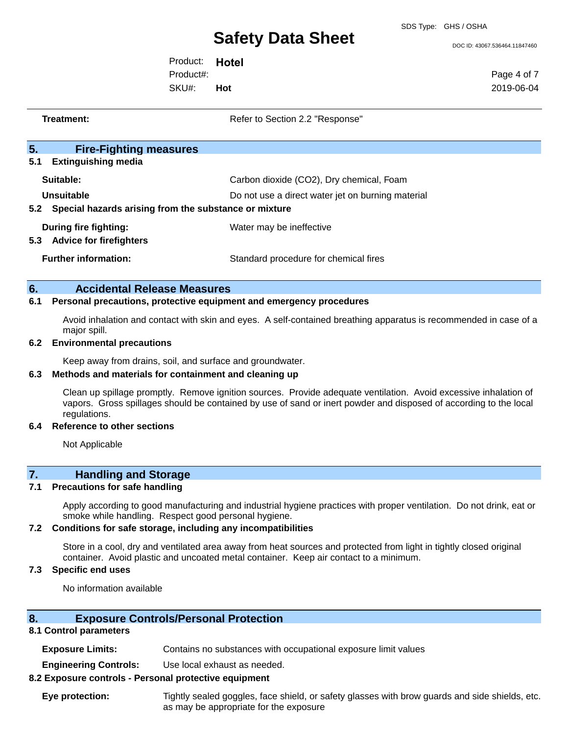**Treatment:** Refer to Section 2.2 "Response"

## 5. Fire-Fighting measures

### 5.1 Extinguishing media

**Suitable:** Carbon dioxide ($CO_2$), Dry chemical, Foam

**Unsuitable** Do not use a direct water jet on burning material

### 5.2 Special hazards arising from the substance or mixture

**During fire fighting:** Water may be ineffective

### 5.3 Advice for firefighters

**Further information:** Standard procedure for chemical fires

## 6. Accidental Release Measures

### 6.1 Personal precautions, protective equipment and emergency procedures

Avoid inhalation and contact with skin and eyes. A self-contained breathing apparatus is recommended in case of a major spill.

### 6.2 Environmental precautions

Keep away from drains, soil, and surface and groundwater.

### 6.3 Methods and materials for containment and cleaning up

Clean up spillage promptly. Remove ignition sources. Provide adequate ventilation. Avoid excessive inhalation of vapors. Gross spillages should be contained by use of sand or inert powder and disposed of according to the local regulations.

### 6.4 Reference to other sections

Not Applicable

## 7. Handling and Storage

### 7.1 Precautions for safe handling

Apply according to good manufacturing and industrial hygiene practices with proper ventilation. Do not drink, eat or smoke while handling. Respect good personal hygiene.

### 7.2 Conditions for safe storage, including any incompatibilities

Store in a cool, dry and ventilated area away from heat sources and protected from light in tightly closed original container. Avoid plastic and uncoated metal container. Keep air contact to a minimum.

### 7.3 Specific end uses

No information available

## 8. Exposure Controls/Personal Protection

### 8.1 Control parameters

**Exposure Limits:** Contains no substances with occupational exposure limit values

**Engineering Controls:** Use local exhaust as needed.

### 8.2 Exposure controls - Personal protective equipment

**Eye protection:** Tightly sealed goggles, face shield, or safety glasses with brow guards and side shields, etc. as may be appropriate for the exposure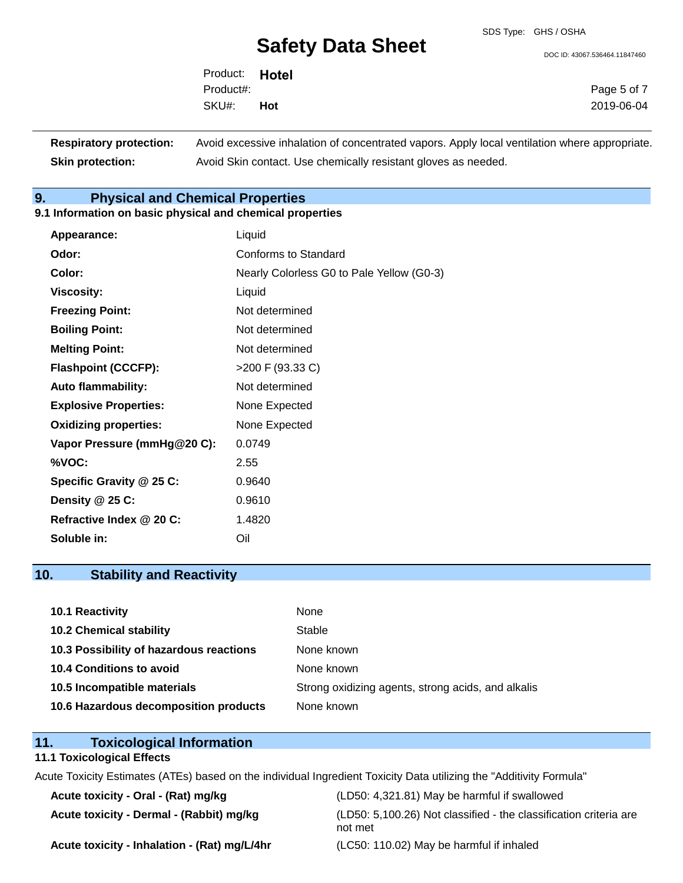| | |
|---|---|
| **Respiratory protection:** | Avoid excessive inhalation of concentrated vapors. Apply local ventilation where appropriate. |
| **Skin protection:** | Avoid Skin contact. Use chemically resistant gloves as needed. |

## 9. Physical and Chemical Properties

### 9.1 Information on basic physical and chemical properties

| | |
|---|---|
| **Appearance:** | Liquid |
| **Odor:** | Conforms to Standard |
| **Color:** | Nearly Colorless G0 to Pale Yellow (G0-3) |
| **Viscosity:** | Liquid |
| **Freezing Point:** | Not determined |
| **Boiling Point:** | Not determined |
| **Melting Point:** | Not determined |
| **Flashpoint (CCCFP):** | >200 F (93.33 C) |
| **Auto flammability:** | Not determined |
| **Explosive Properties:** | None Expected |
| **Oxidizing properties:** | None Expected |
| **Vapor Pressure (mmHg@20 C):** | 0.0749 |
| **%VOC:** | 2.55 |
| **Specific Gravity @ 25 C:** | 0.9640 |
| **Density @ 25 C:** | 0.9610 |
| **Refractive Index @ 20 C:** | 1.4820 |
| **Soluble in:** | Oil |

## 10. Stability and Reactivity

| | |
|---|---|
| **10.1 Reactivity** | None |
| **10.2 Chemical stability** | Stable |
| **10.3 Possibility of hazardous reactions** | None known |
| **10.4 Conditions to avoid** | None known |
| **10.5 Incompatible materials** | Strong oxidizing agents, strong acids, and alkalis |
| **10.6 Hazardous decomposition products** | None known |

## 11. Toxicological Information

### 11.1 Toxicological Effects

Acute Toxicity Estimates (ATEs) based on the individual Ingredient Toxicity Data utilizing the "Additivity Formula"

| | |
|---|---|
| **Acute toxicity - Oral - (Rat) mg/kg** | (LD50: 4,321.81) May be harmful if swallowed |
| **Acute toxicity - Dermal - (Rabbit) mg/kg** | (LD50: 5,100.26) Not classified - the classification criteria are not met |
| **Acute toxicity - Inhalation - (Rat) mg/L/4hr** | (LC50: 110.02) May be harmful if inhaled |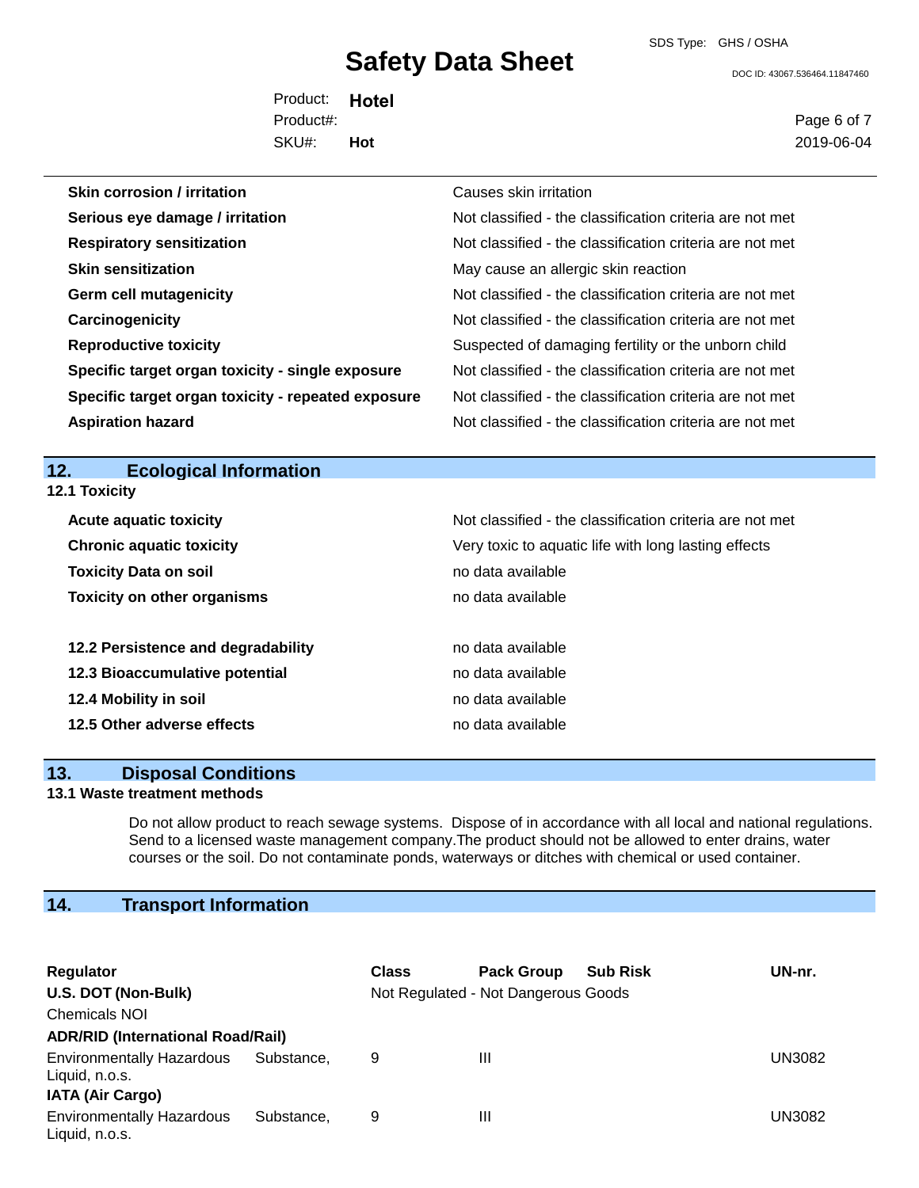| | |
|---|---|
| **Skin corrosion / irritation** | Causes skin irritation |
| **Serious eye damage / irritation** | Not classified - the classification criteria are not met |
| **Respiratory sensitization** | Not classified - the classification criteria are not met |
| **Skin sensitization** | May cause an allergic skin reaction |
| **Germ cell mutagenicity** | Not classified - the classification criteria are not met |
| **Carcinogenicity** | Not classified - the classification criteria are not met |
| **Reproductive toxicity** | Suspected of damaging fertility or the unborn child |
| **Specific target organ toxicity - single exposure** | Not classified - the classification criteria are not met |
| **Specific target organ toxicity - repeated exposure** | Not classified - the classification criteria are not met |
| **Aspiration hazard** | Not classified - the classification criteria are not met |

## 12. Ecological Information

### 12.1 Toxicity

| | |
|---|---|
| **Acute aquatic toxicity** | Not classified - the classification criteria are not met |
| **Chronic aquatic toxicity** | Very toxic to aquatic life with long lasting effects |
| **Toxicity Data on soil** | no data available |
| **Toxicity on other organisms** | no data available |

| | |
|---|---|
| **12.2 Persistence and degradability** | no data available |
| **12.3 Bioaccumulative potential** | no data available |
| **12.4 Mobility in soil** | no data available |
| **12.5 Other adverse effects** | no data available |

## 13. Disposal Conditions

### 13.1 Waste treatment methods

Do not allow product to reach sewage systems. Dispose of in accordance with all local and national regulations. Send to a licensed waste management company.The product should not be allowed to enter drains, water courses or the soil. Do not contaminate ponds, waterways or ditches with chemical or used container.

## 14. Transport Information

| Regulator | Class | Pack Group | Sub Risk | UN-nr. |
|---|---|---|---|---|
| **U.S. DOT (Non-Bulk)** | Not Regulated - Not Dangerous Goods | | | |
| Chemicals NOI | | | | |
| **ADR/RID (International Road/Rail)** | | | | |
| Environmentally Hazardous Substance, Liquid, n.o.s. | 9 | III | | UN3082 |
| **IATA (Air Cargo)** | | | | |
| Environmentally Hazardous Substance, Liquid, n.o.s. | 9 | III | | UN3082 |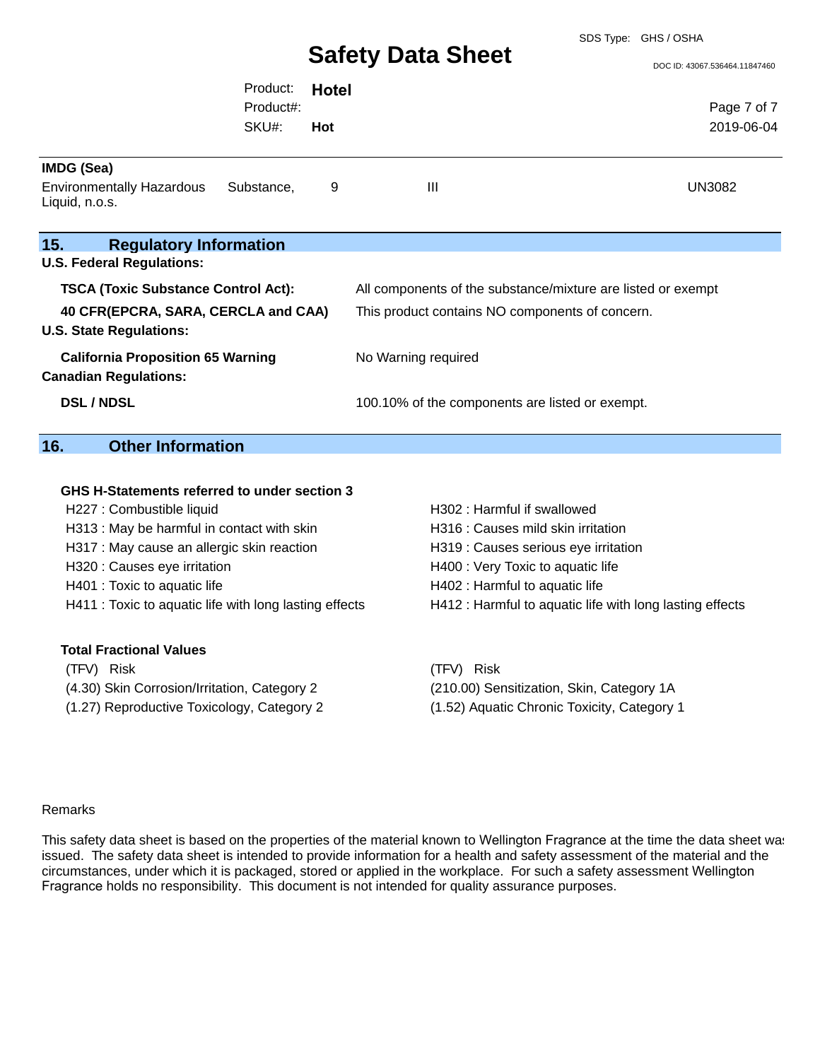**IMDG (Sea)**

| | | | |
|---|---|---|---|
| Environmentally Hazardous Substance, Liquid, n.o.s. | 9 | III | UN3082 |

## 15. Regulatory Information

**U.S. Federal Regulations:**

| | |
|---|---|
| **TSCA (Toxic Substance Control Act):** | All components of the substance/mixture are listed or exempt |
| **40 CFR(EPCRA, SARA, CERCLA and CAA)** | This product contains NO components of concern. |

**U.S. State Regulations:**

| | |
|---|---|
| **California Proposition 65 Warning** | No Warning required |

**Canadian Regulations:**

| | |
|---|---|
| **DSL / NDSL** | 100.10% of the components are listed or exempt. |

## 16. Other Information

**GHS H-Statements referred to under section 3**

H227 : Combustible liquid
H313 : May be harmful in contact with skin
H317 : May cause an allergic skin reaction
H320 : Causes eye irritation
H401 : Toxic to aquatic life
H411 : Toxic to aquatic life with long lasting effects
H302 : Harmful if swallowed
H316 : Causes mild skin irritation
H319 : Causes serious eye irritation
H400 : Very Toxic to aquatic life
H402 : Harmful to aquatic life
H412 : Harmful to aquatic life with long lasting effects

**Total Fractional Values**

(TFV) Risk
(4.30) Skin Corrosion/Irritation, Category 2
(1.27) Reproductive Toxicology, Category 2

(TFV) Risk
(210.00) Sensitization, Skin, Category 1A
(1.52) Aquatic Chronic Toxicity, Category 1

Remarks

This safety data sheet is based on the properties of the material known to Wellington Fragrance at the time the data sheet was issued. The safety data sheet is intended to provide information for a health and safety assessment of the material and the circumstances, under which it is packaged, stored or applied in the workplace. For such a safety assessment Wellington Fragrance holds no responsibility. This document is not intended for quality assurance purposes.